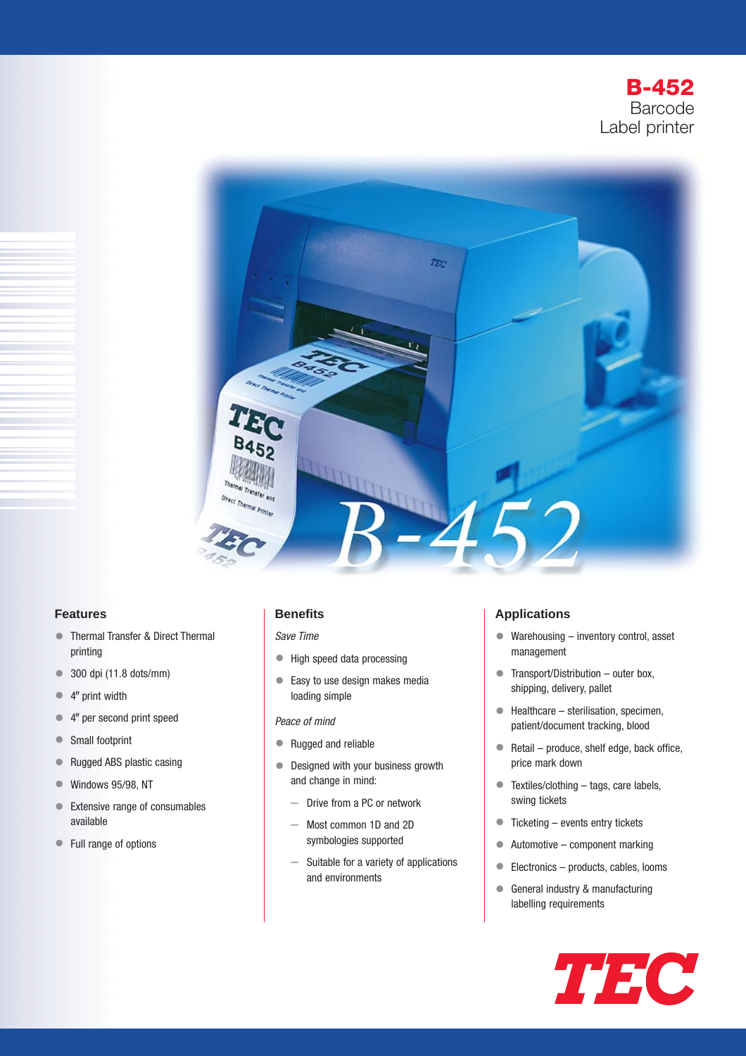# B-452

Barcode
Label printer

## Features

- Thermal Transfer & Direct Thermal printing
- 300 dpi (11.8 dots/mm)
- 4″ print width
- 4″ per second print speed
- Small footprint
- Rugged ABS plastic casing
- Windows 95/98, NT
- Extensive range of consumables available
- Full range of options

## Benefits

*Save Time*

- High speed data processing
- Easy to use design makes media loading simple

*Peace of mind*

- Rugged and reliable
- Designed with your business growth and change in mind:
  - Drive from a PC or network
  - Most common 1D and 2D symbologies supported
  - Suitable for a variety of applications and environments

## Applications

- Warehousing – inventory control, asset management
- Transport/Distribution – outer box, shipping, delivery, pallet
- Healthcare – sterilisation, specimen, patient/document tracking, blood
- Retail – produce, shelf edge, back office, price mark down
- Textiles/clothing – tags, care labels, swing tickets
- Ticketing – events entry tickets
- Automotive – component marking
- Electronics – products, cables, looms
- General industry & manufacturing labelling requirements

TEC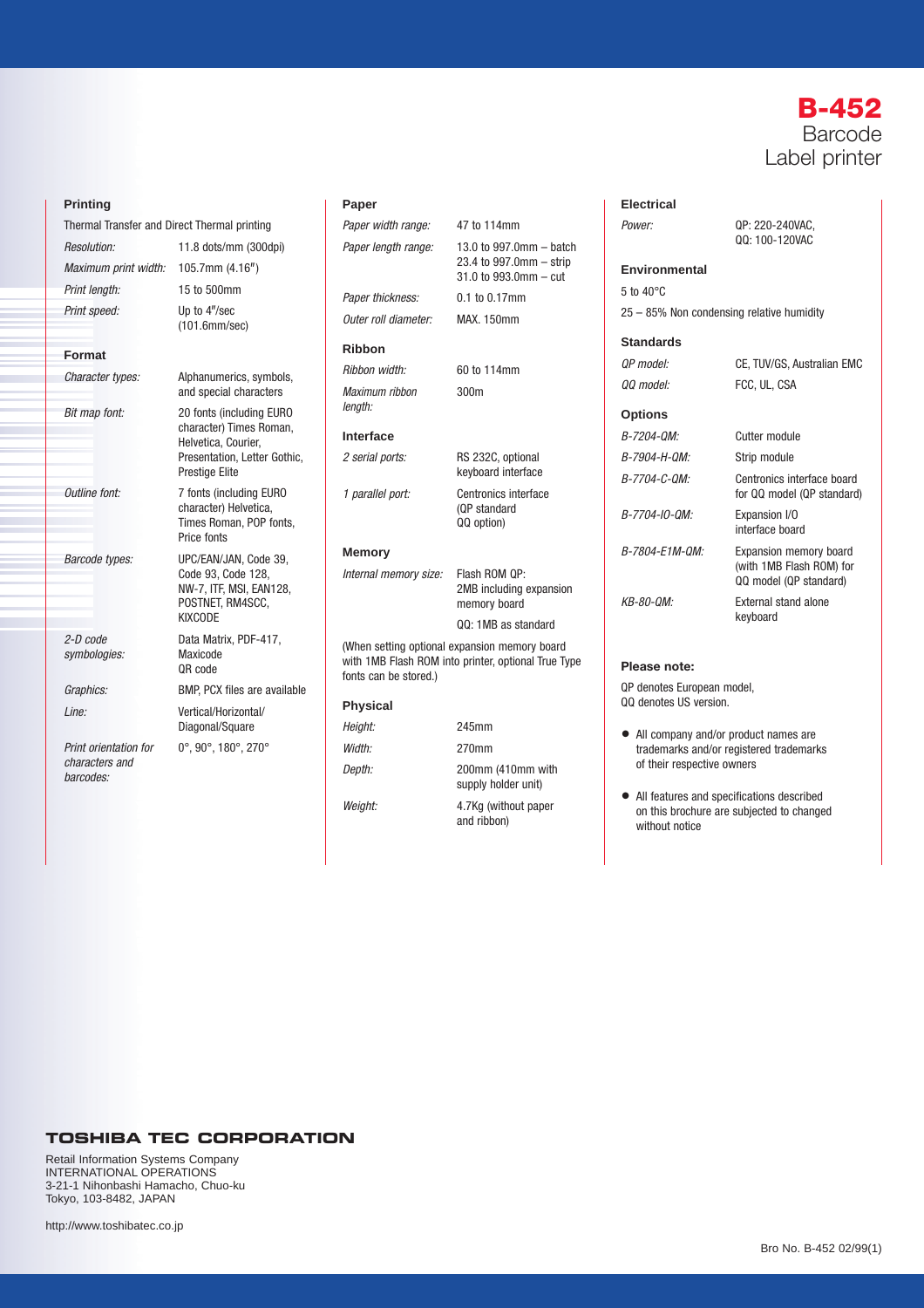# B-452
Barcode
Label printer

## Printing

Thermal Transfer and Direct Thermal printing

| | |
|---|---|
| *Resolution:* | 11.8 dots/mm (300dpi) |
| *Maximum print width:* | 105.7mm (4.16″) |
| *Print length:* | 15 to 500mm |
| *Print speed:* | Up to 4″/sec (101.6mm/sec) |

## Format

| | |
|---|---|
| *Character types:* | Alphanumerics, symbols, and special characters |
| *Bit map font:* | 20 fonts (including EURO character) Times Roman, Helvetica, Courier, Presentation, Letter Gothic, Prestige Elite |
| *Outline font:* | 7 fonts (including EURO character) Helvetica, Times Roman, POP fonts, Price fonts |
| *Barcode types:* | UPC/EAN/JAN, Code 39, Code 93, Code 128, NW-7, ITF, MSI, EAN128, POSTNET, RM4SCC, KIXCODE |
| *2-D code symbologies:* | Data Matrix, PDF-417, Maxicode QR code |
| *Graphics:* | BMP, PCX files are available |
| *Line:* | Vertical/Horizontal/ Diagonal/Square |
| *Print orientation for characters and barcodes:* | 0°, 90°, 180°, 270° |

## Paper

| | |
|---|---|
| *Paper width range:* | 47 to 114mm |
| *Paper length range:* | 13.0 to 997.0mm – batch<br>23.4 to 997.0mm – strip<br>31.0 to 993.0mm – cut |
| *Paper thickness:* | 0.1 to 0.17mm |
| *Outer roll diameter:* | MAX. 150mm |

## Ribbon

| | |
|---|---|
| *Ribbon width:* | 60 to 114mm |
| *Maximum ribbon length:* | 300m |

## Interface

| | |
|---|---|
| *2 serial ports:* | RS 232C, optional keyboard interface |
| *1 parallel port:* | Centronics interface (QP standard QQ option) |

## Memory

| | |
|---|---|
| *Internal memory size:* | Flash ROM QP: 2MB including expansion memory board<br>QQ: 1MB as standard |

(When setting optional expansion memory board with 1MB Flash ROM into printer, optional True Type fonts can be stored.)

## Physical

| | |
|---|---|
| *Height:* | 245mm |
| *Width:* | 270mm |
| *Depth:* | 200mm (410mm with supply holder unit) |
| *Weight:* | 4.7Kg (without paper and ribbon) |

## Electrical

| | |
|---|---|
| *Power:* | QP: 220-240VAC, QQ: 100-120VAC |

## Environmental

5 to 40°C

25 – 85% Non condensing relative humidity

## Standards

| | |
|---|---|
| *QP model:* | CE, TUV/GS, Australian EMC |
| *QQ model:* | FCC, UL, CSA |

## Options

| | |
|---|---|
| *B-7204-QM:* | Cutter module |
| *B-7904-H-QM:* | Strip module |
| *B-7704-C-QM:* | Centronics interface board for QQ model (QP standard) |
| *B-7704-IO-QM:* | Expansion I/O interface board |
| *B-7804-E1M-QM:* | Expansion memory board (with 1MB Flash ROM) for QQ model (QP standard) |
| *KB-80-QM:* | External stand alone keyboard |

## Please note:

QP denotes European model,
QQ denotes US version.

- All company and/or product names are trademarks and/or registered trademarks of their respective owners
- All features and specifications described on this brochure are subjected to changed without notice

**TOSHIBA TEC CORPORATION**

Retail Information Systems Company
INTERNATIONAL OPERATIONS
3-21-1 Nihonbashi Hamacho, Chuo-ku
Tokyo, 103-8482, JAPAN

http://www.toshibatec.co.jp

Bro No. B-452 02/99(1)